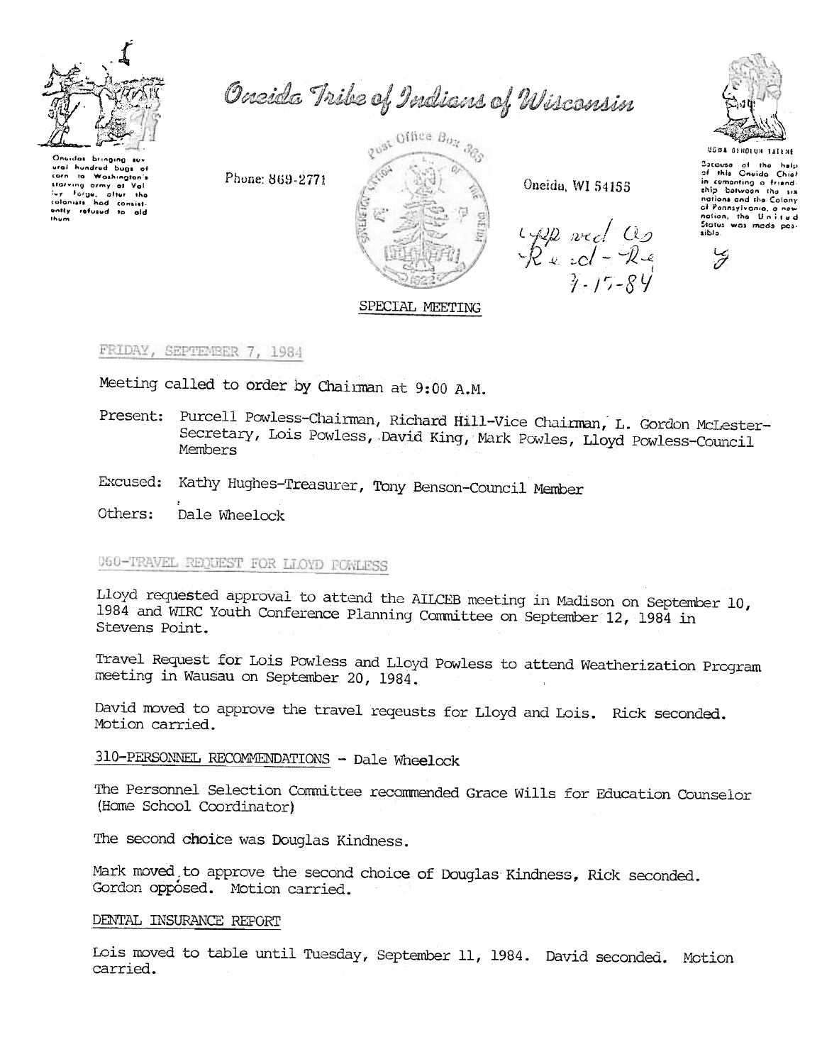# Oneida Tribe of Indians of Wisconsin

Oneidas bringing several hundred bags of corn to Washington's starving army at Valley Forge, after the colonists had consistently refused to aid them.

Phone: 869-2771

Post Office Box 365

Oneida, WI 54155

Because of the help of this Oneida Chief in cementing a friendship between the six nations and the Colony of Pennsylvania, a new nation, the United States was made possible.

Approved As Read - Re 9-17-84

## SPECIAL MEETING

FRIDAY, SEPTEMBER 7, 1984

Meeting called to order by Chairman at 9:00 A.M.

Present: Purcell Powless-Chairman, Richard Hill-Vice Chairman, L. Gordon McLester-Secretary, Lois Powless, David King, Mark Powles, Lloyd Powless-Council Members

Excused: Kathy Hughes-Treasurer, Tony Benson-Council Member

Others: Dale Wheelock

### 060-TRAVEL REQUEST FOR LLOYD POWLESS

Lloyd requested approval to attend the AILCEB meeting in Madison on September 10, 1984 and WIRC Youth Conference Planning Committee on September 12, 1984 in Stevens Point.

Travel Request for Lois Powless and Lloyd Powless to attend Weatherization Program meeting in Wausau on September 20, 1984.

David moved to approve the travel reqeusts for Lloyd and Lois. Rick seconded. Motion carried.

### 310-PERSONNEL RECOMMENDATIONS - Dale Wheelock

The Personnel Selection Committee recommended Grace Wills for Education Counselor (Home School Coordinator)

The second choice was Douglas Kindness.

Mark moved to approve the second choice of Douglas Kindness, Rick seconded. Gordon opposed. Motion carried.

### DENTAL INSURANCE REPORT

Lois moved to table until Tuesday, September 11, 1984. David seconded. Motion carried.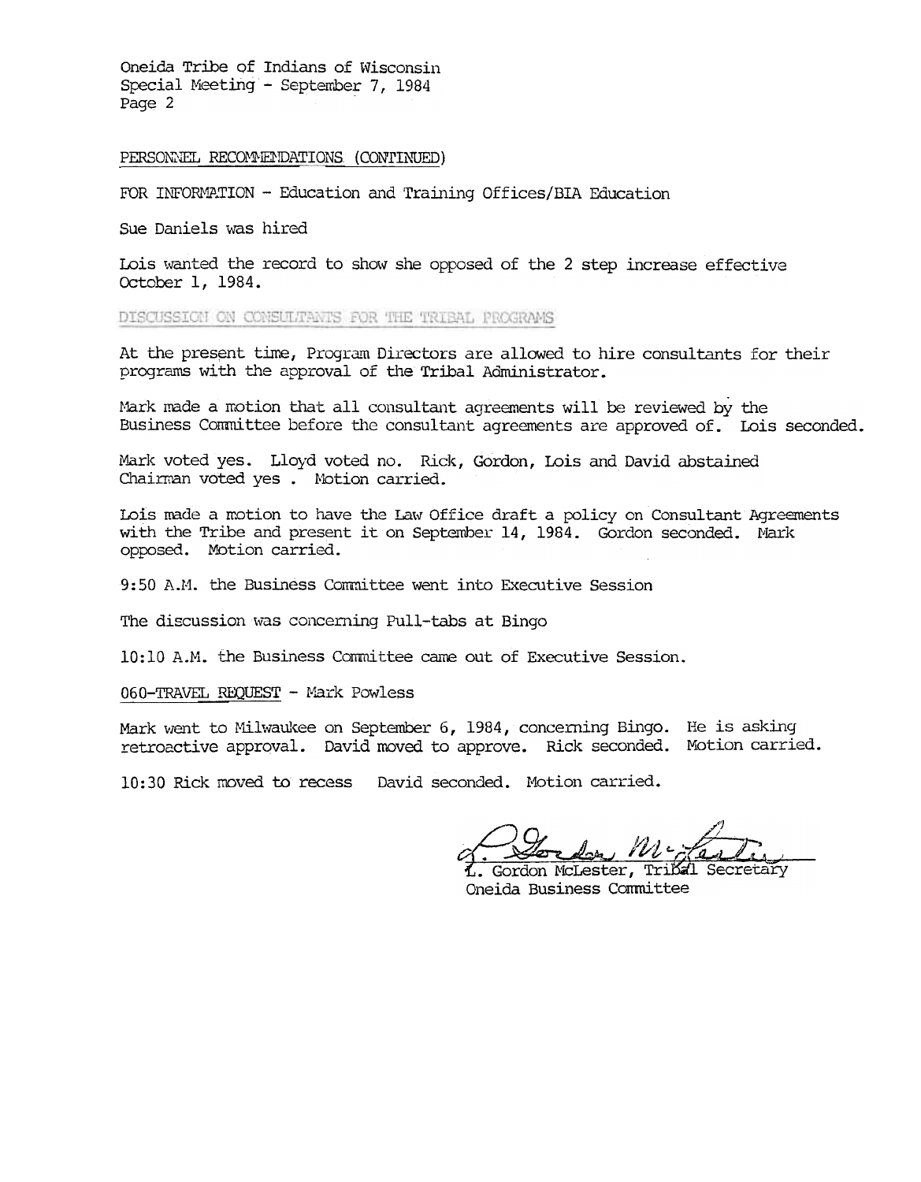Oneida Tribe of Indians of Wisconsin
Special Meeting - September 7, 1984
Page 2

PERSONNEL RECOMMENDATIONS (CONTINUED)

FOR INFORMATION - Education and Training Offices/BIA Education

Sue Daniels was hired

Lois wanted the record to show she opposed of the 2 step increase effective October 1, 1984.

DISCUSSION ON CONSULTANTS FOR THE TRIBAL PROGRAMS

At the present time, Program Directors are allowed to hire consultants for their programs with the approval of the Tribal Administrator.

Mark made a motion that all consultant agreements will be reviewed by the Business Committee before the consultant agreements are approved of. Lois seconded.

Mark voted yes. Lloyd voted no. Rick, Gordon, Lois and David abstained Chairman voted yes . Motion carried.

Lois made a motion to have the Law Office draft a policy on Consultant Agreements with the Tribe and present it on September 14, 1984. Gordon seconded. Mark opposed. Motion carried.

9:50 A.M. the Business Committee went into Executive Session

The discussion was concerning Pull-tabs at Bingo

10:10 A.M. the Business Committee came out of Executive Session.

060-TRAVEL REQUEST - Mark Powless

Mark went to Milwaukee on September 6, 1984, concerning Bingo. He is asking retroactive approval. David moved to approve. Rick seconded. Motion carried.

10:30 Rick moved to recess David seconded. Motion carried.

L. Gordon McLester, Tribal Secretary
Oneida Business Committee